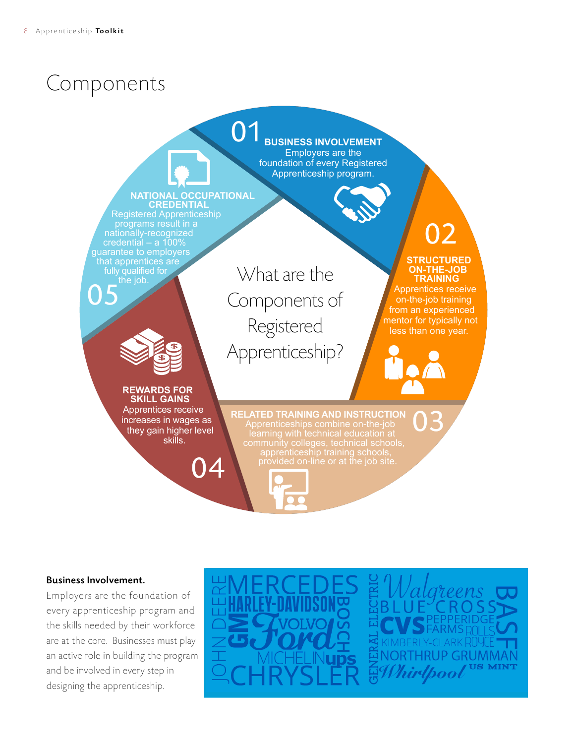# Components

## What are the Components of Registered Apprenticeship?

**01 BUSINESS INVOLVEMENT**
Employers are the foundation of every Registered Apprenticeship program.

**02 STRUCTURED ON-THE-JOB TRAINING**
Apprentices receive on-the-job training from an experienced mentor for typically not less than one year.

**03 RELATED TRAINING AND INSTRUCTION**
Apprenticeships combine on-the-job learning with technical education at community colleges, technical schools, apprenticeship training schools, provided on-line or at the job site.

**04 REWARDS FOR SKILL GAINS**
Apprentices receive increases in wages as they gain higher level skills.

**05 NATIONAL OCCUPATIONAL CREDENTIAL**
Registered Apprenticeship programs result in a nationally-recognized credential – a 100% guarantee to employers that apprentices are fully qualified for the job.

**Business Involvement.**

Employers are the foundation of every apprenticeship program and the skills needed by their workforce are at the core. Businesses must play an active role in building the program and be involved in every step in designing the apprenticeship.

JOHN DEERE, MERCEDES, HARLEY-DAVIDSON, GM, Ford, VOLVO, BOSCH, MICHELIN, ups, CHRYSLER, GENERAL ELECTRIC, Walgreens, BLUE CROSS, BASF, CVS, PEPPERIDGE FARMS, ROLLS ROYCE, KIMBERLY-CLARK, NORTHRUP GRUMMAN, Whirlpool, US MINT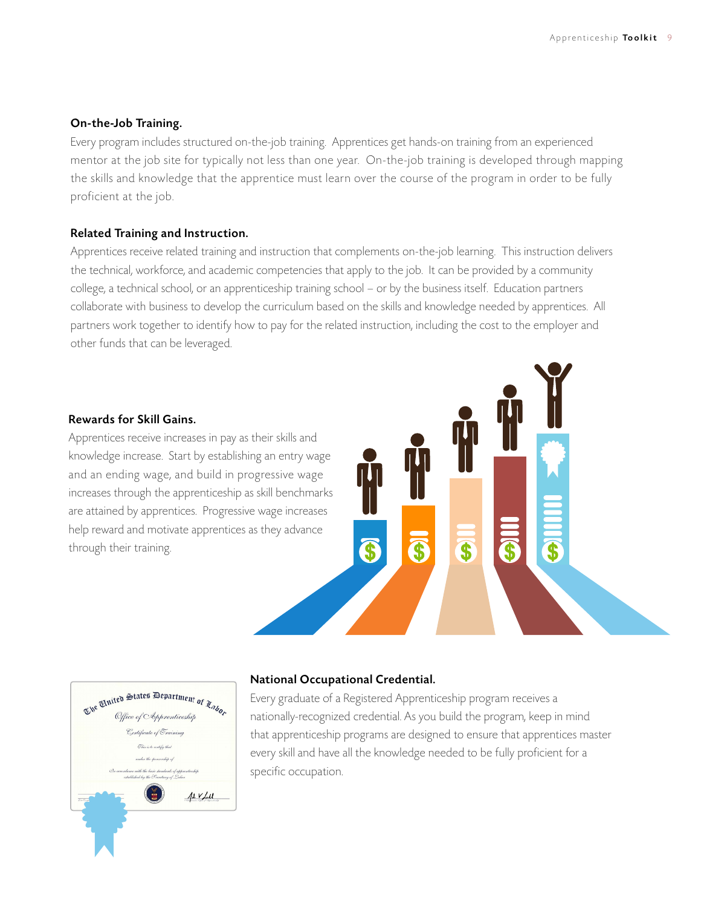**On-the-Job Training.**

Every program includes structured on-the-job training. Apprentices get hands-on training from an experienced mentor at the job site for typically not less than one year. On-the-job training is developed through mapping the skills and knowledge that the apprentice must learn over the course of the program in order to be fully proficient at the job.

**Related Training and Instruction.**

Apprentices receive related training and instruction that complements on-the-job learning. This instruction delivers the technical, workforce, and academic competencies that apply to the job. It can be provided by a community college, a technical school, or an apprenticeship training school – or by the business itself. Education partners collaborate with business to develop the curriculum based on the skills and knowledge needed by apprentices. All partners work together to identify how to pay for the related instruction, including the cost to the employer and other funds that can be leveraged.

**Rewards for Skill Gains.**

Apprentices receive increases in pay as their skills and knowledge increase. Start by establishing an entry wage and an ending wage, and build in progressive wage increases through the apprenticeship as skill benchmarks are attained by apprentices. Progressive wage increases help reward and motivate apprentices as they advance through their training.

**National Occupational Credential.**

Every graduate of a Registered Apprenticeship program receives a nationally-recognized credential. As you build the program, keep in mind that apprenticeship programs are designed to ensure that apprentices master every skill and have all the knowledge needed to be fully proficient for a specific occupation.